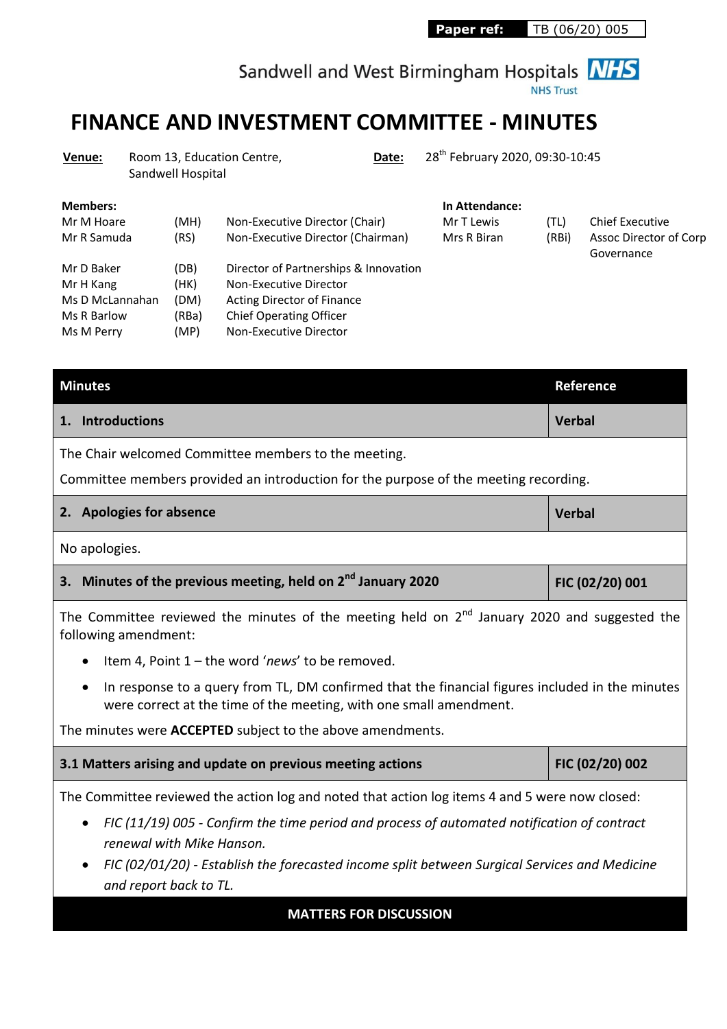Paper ref: TB (06/20) 005

Sandwell and West Birmingham Hospitals NHS Trust

# FINANCE AND INVESTMENT COMMITTEE - MINUTES

**Venue:** Room 13, Education Centre, Sandwell Hospital

**Date:** 28th February 2020, 09:30-10:45

| **Members:** | | |
|---|---|---|
| Mr M Hoare | (MH) | Non-Executive Director (Chair) |
| Mr R Samuda | (RS) | Non-Executive Director (Chairman) |
| Mr D Baker | (DB) | Director of Partnerships & Innovation |
| Mr H Kang | (HK) | Non-Executive Director |
| Ms D McLannahan | (DM) | Acting Director of Finance |
| Ms R Barlow | (RBa) | Chief Operating Officer |
| Ms M Perry | (MP) | Non-Executive Director |

| **In Attendance:** | | |
|---|---|---|
| Mr T Lewis | (TL) | Chief Executive |
| Mrs R Biran | (RBi) | Assoc Director of Corp Governance |

| Minutes | Reference |
|---|---|
| **1. Introductions** | **Verbal** |

The Chair welcomed Committee members to the meeting.

Committee members provided an introduction for the purpose of the meeting recording.

| | |
|---|---|
| **2. Apologies for absence** | **Verbal** |

No apologies.

| | |
|---|---|
| **3. Minutes of the previous meeting, held on 2nd January 2020** | **FIC (02/20) 001** |

The Committee reviewed the minutes of the meeting held on 2nd January 2020 and suggested the following amendment:

- Item 4, Point 1 – the word '*news*' to be removed.
- In response to a query from TL, DM confirmed that the financial figures included in the minutes were correct at the time of the meeting, with one small amendment.

The minutes were **ACCEPTED** subject to the above amendments.

| | |
|---|---|
| **3.1 Matters arising and update on previous meeting actions** | **FIC (02/20) 002** |

The Committee reviewed the action log and noted that action log items 4 and 5 were now closed:

- *FIC (11/19) 005 - Confirm the time period and process of automated notification of contract renewal with Mike Hanson.*
- *FIC (02/01/20) - Establish the forecasted income split between Surgical Services and Medicine and report back to TL.*

**MATTERS FOR DISCUSSION**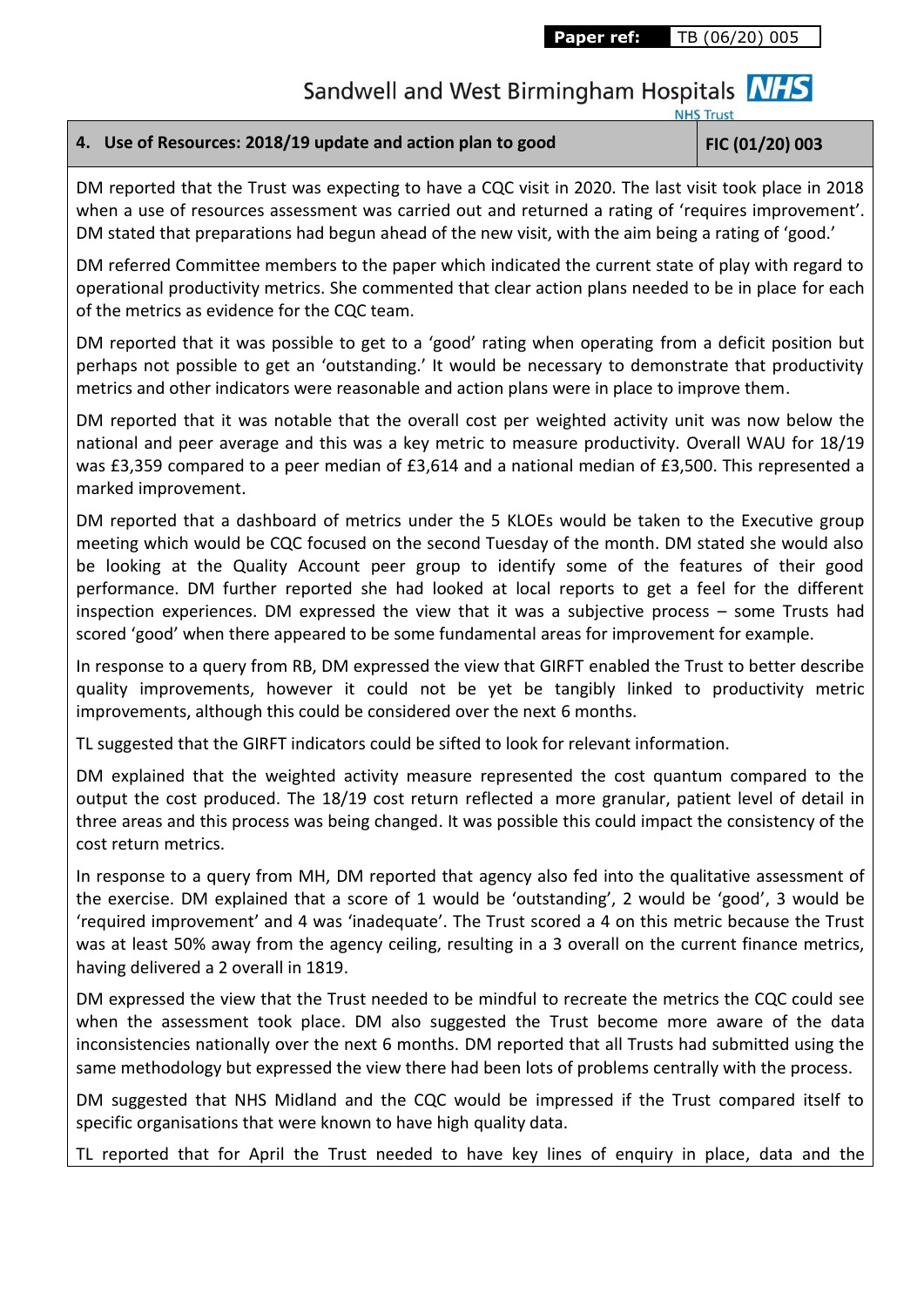| 4. Use of Resources: 2018/19 update and action plan to good | FIC (01/20) 003 |
|---|---|

DM reported that the Trust was expecting to have a CQC visit in 2020. The last visit took place in 2018 when a use of resources assessment was carried out and returned a rating of 'requires improvement'. DM stated that preparations had begun ahead of the new visit, with the aim being a rating of 'good.'

DM referred Committee members to the paper which indicated the current state of play with regard to operational productivity metrics. She commented that clear action plans needed to be in place for each of the metrics as evidence for the CQC team.

DM reported that it was possible to get to a 'good' rating when operating from a deficit position but perhaps not possible to get an 'outstanding.' It would be necessary to demonstrate that productivity metrics and other indicators were reasonable and action plans were in place to improve them.

DM reported that it was notable that the overall cost per weighted activity unit was now below the national and peer average and this was a key metric to measure productivity. Overall WAU for 18/19 was £3,359 compared to a peer median of £3,614 and a national median of £3,500. This represented a marked improvement.

DM reported that a dashboard of metrics under the 5 KLOEs would be taken to the Executive group meeting which would be CQC focused on the second Tuesday of the month. DM stated she would also be looking at the Quality Account peer group to identify some of the features of their good performance. DM further reported she had looked at local reports to get a feel for the different inspection experiences. DM expressed the view that it was a subjective process – some Trusts had scored 'good' when there appeared to be some fundamental areas for improvement for example.

In response to a query from RB, DM expressed the view that GIRFT enabled the Trust to better describe quality improvements, however it could not be yet be tangibly linked to productivity metric improvements, although this could be considered over the next 6 months.

TL suggested that the GIRFT indicators could be sifted to look for relevant information.

DM explained that the weighted activity measure represented the cost quantum compared to the output the cost produced. The 18/19 cost return reflected a more granular, patient level of detail in three areas and this process was being changed. It was possible this could impact the consistency of the cost return metrics.

In response to a query from MH, DM reported that agency also fed into the qualitative assessment of the exercise. DM explained that a score of 1 would be 'outstanding', 2 would be 'good', 3 would be 'required improvement' and 4 was 'inadequate'. The Trust scored a 4 on this metric because the Trust was at least 50% away from the agency ceiling, resulting in a 3 overall on the current finance metrics, having delivered a 2 overall in 1819.

DM expressed the view that the Trust needed to be mindful to recreate the metrics the CQC could see when the assessment took place. DM also suggested the Trust become more aware of the data inconsistencies nationally over the next 6 months. DM reported that all Trusts had submitted using the same methodology but expressed the view there had been lots of problems centrally with the process.

DM suggested that NHS Midland and the CQC would be impressed if the Trust compared itself to specific organisations that were known to have high quality data.

TL reported that for April the Trust needed to have key lines of enquiry in place, data and the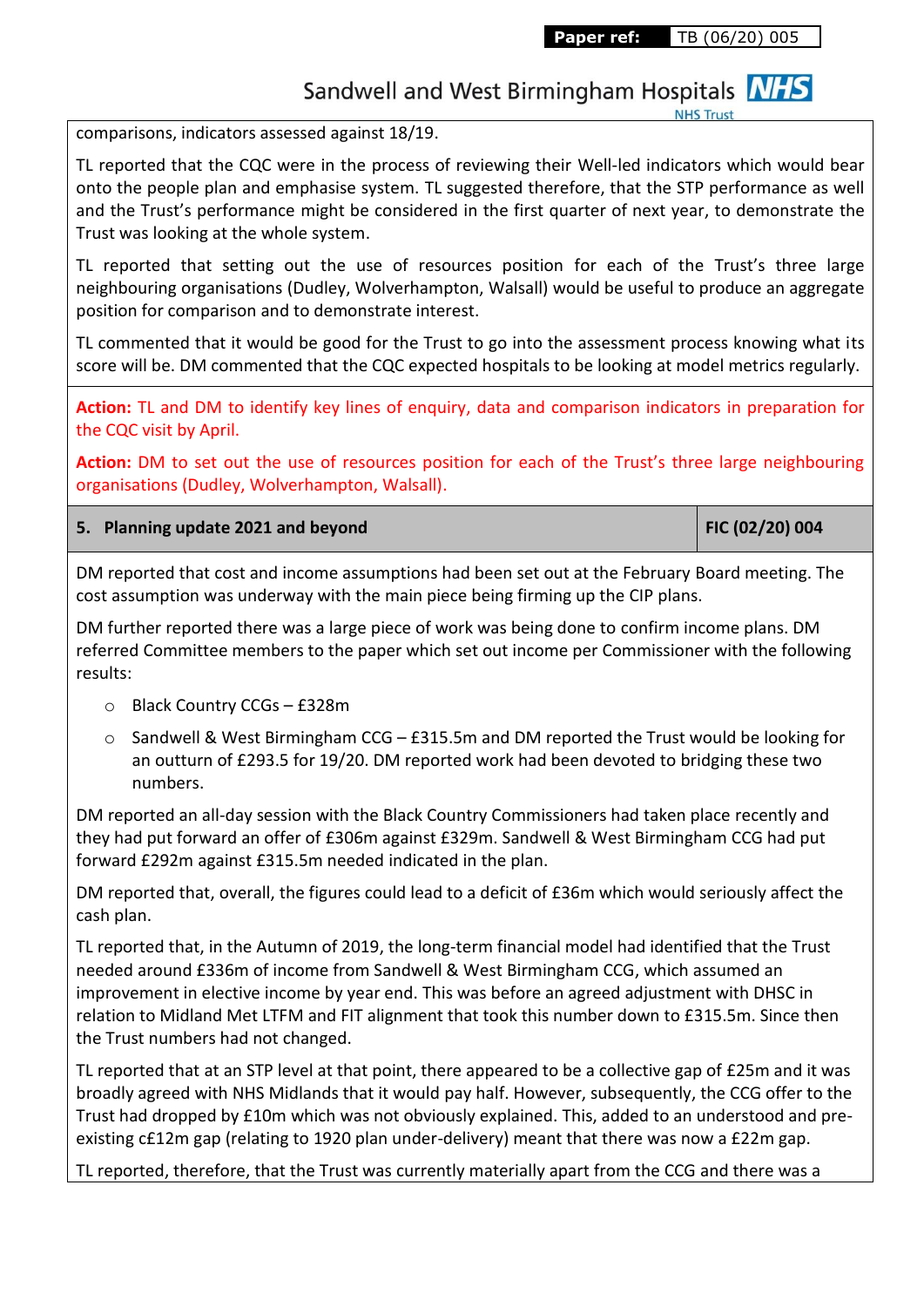comparisons, indicators assessed against 18/19.

TL reported that the CQC were in the process of reviewing their Well-led indicators which would bear onto the people plan and emphasise system. TL suggested therefore, that the STP performance as well and the Trust's performance might be considered in the first quarter of next year, to demonstrate the Trust was looking at the whole system.

TL reported that setting out the use of resources position for each of the Trust's three large neighbouring organisations (Dudley, Wolverhampton, Walsall) would be useful to produce an aggregate position for comparison and to demonstrate interest.

TL commented that it would be good for the Trust to go into the assessment process knowing what its score will be. DM commented that the CQC expected hospitals to be looking at model metrics regularly.

**Action:** TL and DM to identify key lines of enquiry, data and comparison indicators in preparation for the CQC visit by April.

**Action:** DM to set out the use of resources position for each of the Trust's three large neighbouring organisations (Dudley, Wolverhampton, Walsall).

| **5. Planning update 2021 and beyond** | **FIC (02/20) 004** |
|---|---|

DM reported that cost and income assumptions had been set out at the February Board meeting. The cost assumption was underway with the main piece being firming up the CIP plans.

DM further reported there was a large piece of work was being done to confirm income plans. DM referred Committee members to the paper which set out income per Commissioner with the following results:

- Black Country CCGs – £328m
- Sandwell & West Birmingham CCG – £315.5m and DM reported the Trust would be looking for an outturn of £293.5 for 19/20. DM reported work had been devoted to bridging these two numbers.

DM reported an all-day session with the Black Country Commissioners had taken place recently and they had put forward an offer of £306m against £329m. Sandwell & West Birmingham CCG had put forward £292m against £315.5m needed indicated in the plan.

DM reported that, overall, the figures could lead to a deficit of £36m which would seriously affect the cash plan.

TL reported that, in the Autumn of 2019, the long-term financial model had identified that the Trust needed around £336m of income from Sandwell & West Birmingham CCG, which assumed an improvement in elective income by year end. This was before an agreed adjustment with DHSC in relation to Midland Met LTFM and FIT alignment that took this number down to £315.5m. Since then the Trust numbers had not changed.

TL reported that at an STP level at that point, there appeared to be a collective gap of £25m and it was broadly agreed with NHS Midlands that it would pay half. However, subsequently, the CCG offer to the Trust had dropped by £10m which was not obviously explained. This, added to an understood and pre-existing c£12m gap (relating to 1920 plan under-delivery) meant that there was now a £22m gap.

TL reported, therefore, that the Trust was currently materially apart from the CCG and there was a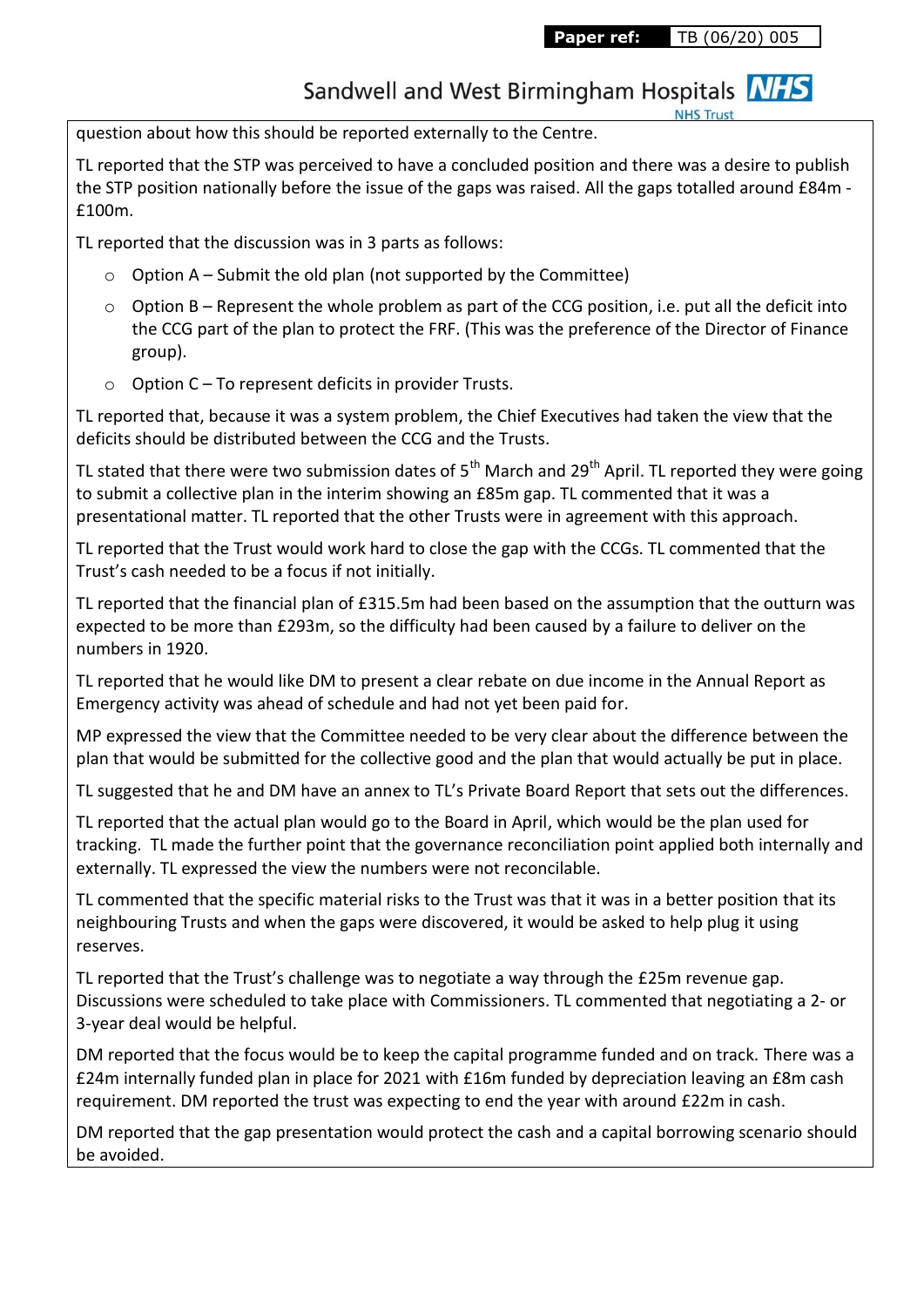question about how this should be reported externally to the Centre.

TL reported that the STP was perceived to have a concluded position and there was a desire to publish the STP position nationally before the issue of the gaps was raised. All the gaps totalled around £84m - £100m.

TL reported that the discussion was in 3 parts as follows:

- Option A – Submit the old plan (not supported by the Committee)
- Option B – Represent the whole problem as part of the CCG position, i.e. put all the deficit into the CCG part of the plan to protect the FRF. (This was the preference of the Director of Finance group).
- Option C – To represent deficits in provider Trusts.

TL reported that, because it was a system problem, the Chief Executives had taken the view that the deficits should be distributed between the CCG and the Trusts.

TL stated that there were two submission dates of 5th March and 29th April. TL reported they were going to submit a collective plan in the interim showing an £85m gap. TL commented that it was a presentational matter. TL reported that the other Trusts were in agreement with this approach.

TL reported that the Trust would work hard to close the gap with the CCGs. TL commented that the Trust's cash needed to be a focus if not initially.

TL reported that the financial plan of £315.5m had been based on the assumption that the outturn was expected to be more than £293m, so the difficulty had been caused by a failure to deliver on the numbers in 1920.

TL reported that he would like DM to present a clear rebate on due income in the Annual Report as Emergency activity was ahead of schedule and had not yet been paid for.

MP expressed the view that the Committee needed to be very clear about the difference between the plan that would be submitted for the collective good and the plan that would actually be put in place.

TL suggested that he and DM have an annex to TL's Private Board Report that sets out the differences.

TL reported that the actual plan would go to the Board in April, which would be the plan used for tracking. TL made the further point that the governance reconciliation point applied both internally and externally. TL expressed the view the numbers were not reconcilable.

TL commented that the specific material risks to the Trust was that it was in a better position that its neighbouring Trusts and when the gaps were discovered, it would be asked to help plug it using reserves.

TL reported that the Trust's challenge was to negotiate a way through the £25m revenue gap. Discussions were scheduled to take place with Commissioners. TL commented that negotiating a 2- or 3-year deal would be helpful.

DM reported that the focus would be to keep the capital programme funded and on track. There was a £24m internally funded plan in place for 2021 with £16m funded by depreciation leaving an £8m cash requirement. DM reported the trust was expecting to end the year with around £22m in cash.

DM reported that the gap presentation would protect the cash and a capital borrowing scenario should be avoided.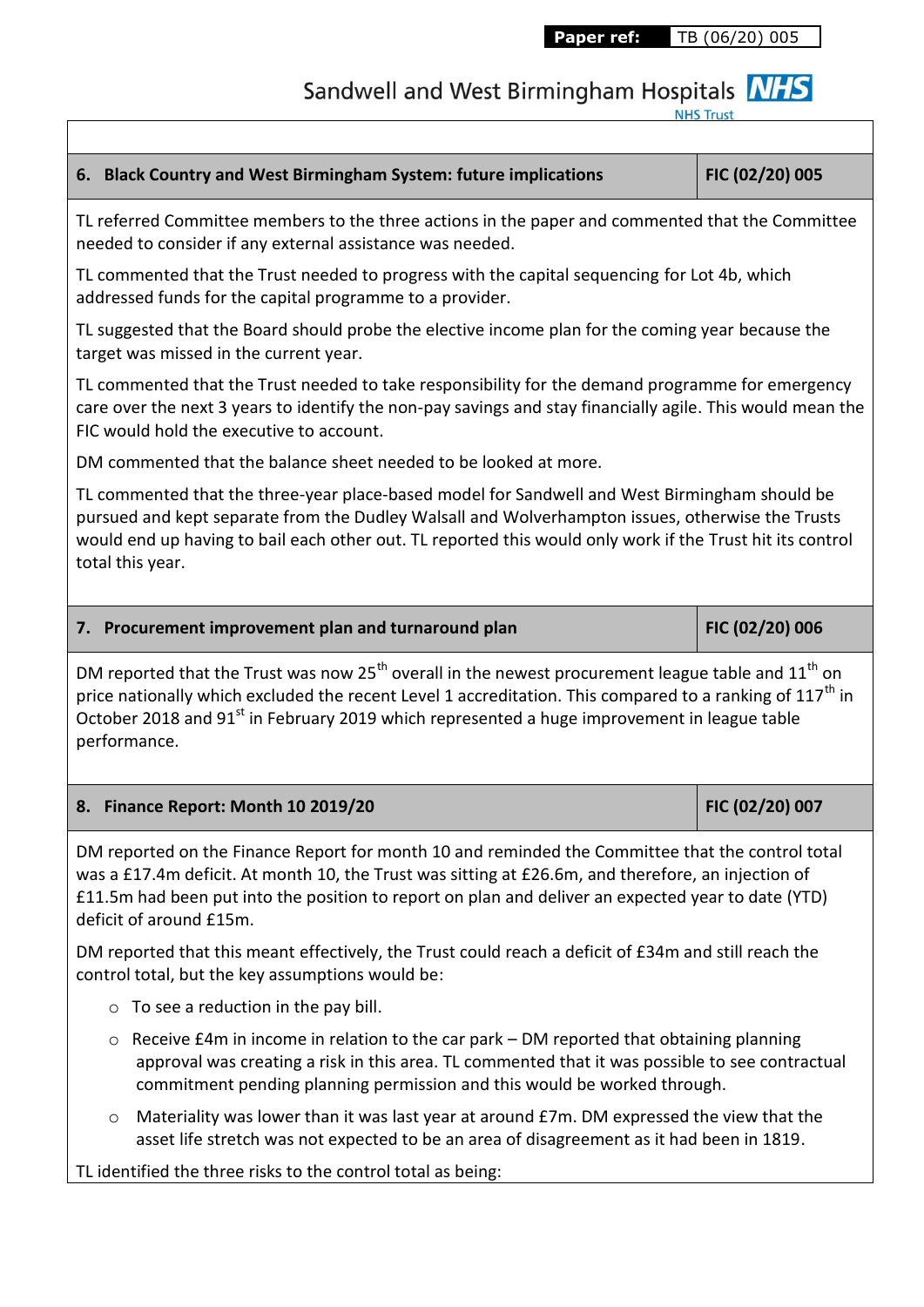Paper ref: TB (06/20) 005

| 6. Black Country and West Birmingham System: future implications | FIC (02/20) 005 |
|---|---|

TL referred Committee members to the three actions in the paper and commented that the Committee needed to consider if any external assistance was needed.

TL commented that the Trust needed to progress with the capital sequencing for Lot 4b, which addressed funds for the capital programme to a provider.

TL suggested that the Board should probe the elective income plan for the coming year because the target was missed in the current year.

TL commented that the Trust needed to take responsibility for the demand programme for emergency care over the next 3 years to identify the non-pay savings and stay financially agile. This would mean the FIC would hold the executive to account.

DM commented that the balance sheet needed to be looked at more.

TL commented that the three-year place-based model for Sandwell and West Birmingham should be pursued and kept separate from the Dudley Walsall and Wolverhampton issues, otherwise the Trusts would end up having to bail each other out. TL reported this would only work if the Trust hit its control total this year.

| 7. Procurement improvement plan and turnaround plan | FIC (02/20) 006 |
|---|---|

DM reported that the Trust was now 25th overall in the newest procurement league table and 11th on price nationally which excluded the recent Level 1 accreditation. This compared to a ranking of 117th in October 2018 and 91st in February 2019 which represented a huge improvement in league table performance.

| 8. Finance Report: Month 10 2019/20 | FIC (02/20) 007 |
|---|---|

DM reported on the Finance Report for month 10 and reminded the Committee that the control total was a £17.4m deficit. At month 10, the Trust was sitting at £26.6m, and therefore, an injection of £11.5m had been put into the position to report on plan and deliver an expected year to date (YTD) deficit of around £15m.

DM reported that this meant effectively, the Trust could reach a deficit of £34m and still reach the control total, but the key assumptions would be:

- To see a reduction in the pay bill.
- Receive £4m in income in relation to the car park – DM reported that obtaining planning approval was creating a risk in this area. TL commented that it was possible to see contractual commitment pending planning permission and this would be worked through.
- Materiality was lower than it was last year at around £7m. DM expressed the view that the asset life stretch was not expected to be an area of disagreement as it had been in 1819.

TL identified the three risks to the control total as being: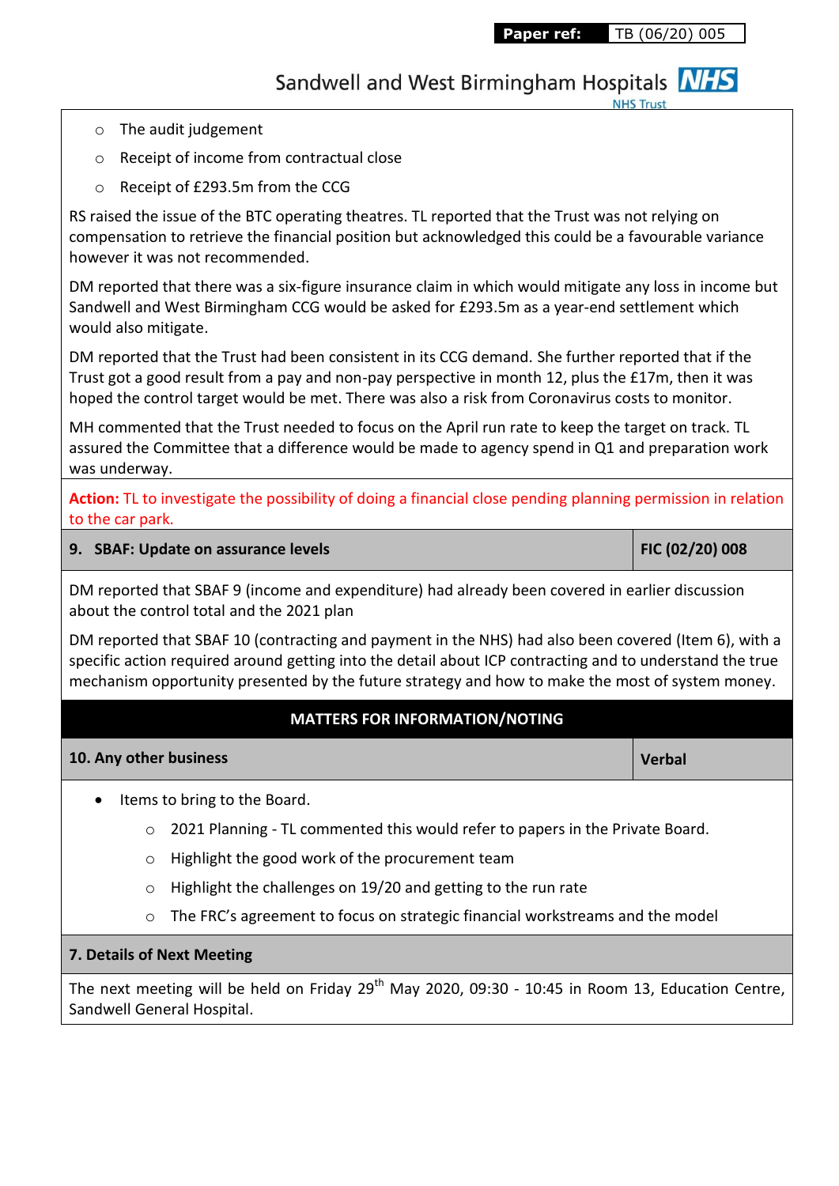- The audit judgement
- Receipt of income from contractual close
- Receipt of £293.5m from the CCG

RS raised the issue of the BTC operating theatres. TL reported that the Trust was not relying on compensation to retrieve the financial position but acknowledged this could be a favourable variance however it was not recommended.

DM reported that there was a six-figure insurance claim in which would mitigate any loss in income but Sandwell and West Birmingham CCG would be asked for £293.5m as a year-end settlement which would also mitigate.

DM reported that the Trust had been consistent in its CCG demand. She further reported that if the Trust got a good result from a pay and non-pay perspective in month 12, plus the £17m, then it was hoped the control target would be met. There was also a risk from Coronavirus costs to monitor.

MH commented that the Trust needed to focus on the April run rate to keep the target on track. TL assured the Committee that a difference would be made to agency spend in Q1 and preparation work was underway.

**Action:** TL to investigate the possibility of doing a financial close pending planning permission in relation to the car park.

| 9. SBAF: Update on assurance levels | FIC (02/20) 008 |
|---|---|

DM reported that SBAF 9 (income and expenditure) had already been covered in earlier discussion about the control total and the 2021 plan

DM reported that SBAF 10 (contracting and payment in the NHS) had also been covered (Item 6), with a specific action required around getting into the detail about ICP contracting and to understand the true mechanism opportunity presented by the future strategy and how to make the most of system money.

**MATTERS FOR INFORMATION/NOTING**

| 10. Any other business | Verbal |
|---|---|

- Items to bring to the Board.
  - 2021 Planning - TL commented this would refer to papers in the Private Board.
  - Highlight the good work of the procurement team
  - Highlight the challenges on 19/20 and getting to the run rate
  - The FRC's agreement to focus on strategic financial workstreams and the model

**7. Details of Next Meeting**

The next meeting will be held on Friday 29th May 2020, 09:30 - 10:45 in Room 13, Education Centre, Sandwell General Hospital.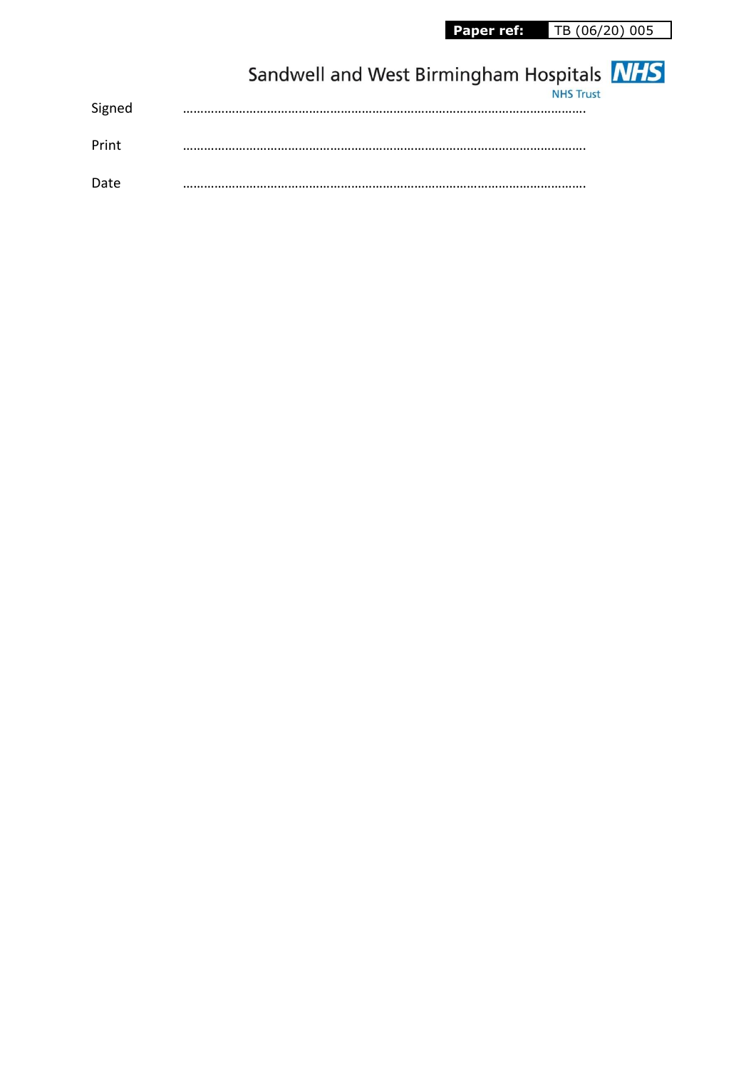Paper ref: TB (06/20) 005

Sandwell and West Birmingham Hospitals NHS Trust

Signed ……………………………………………………………………………………………….

Print ……………………………………………………………………………………………….

Date ……………………………………………………………………………………………….